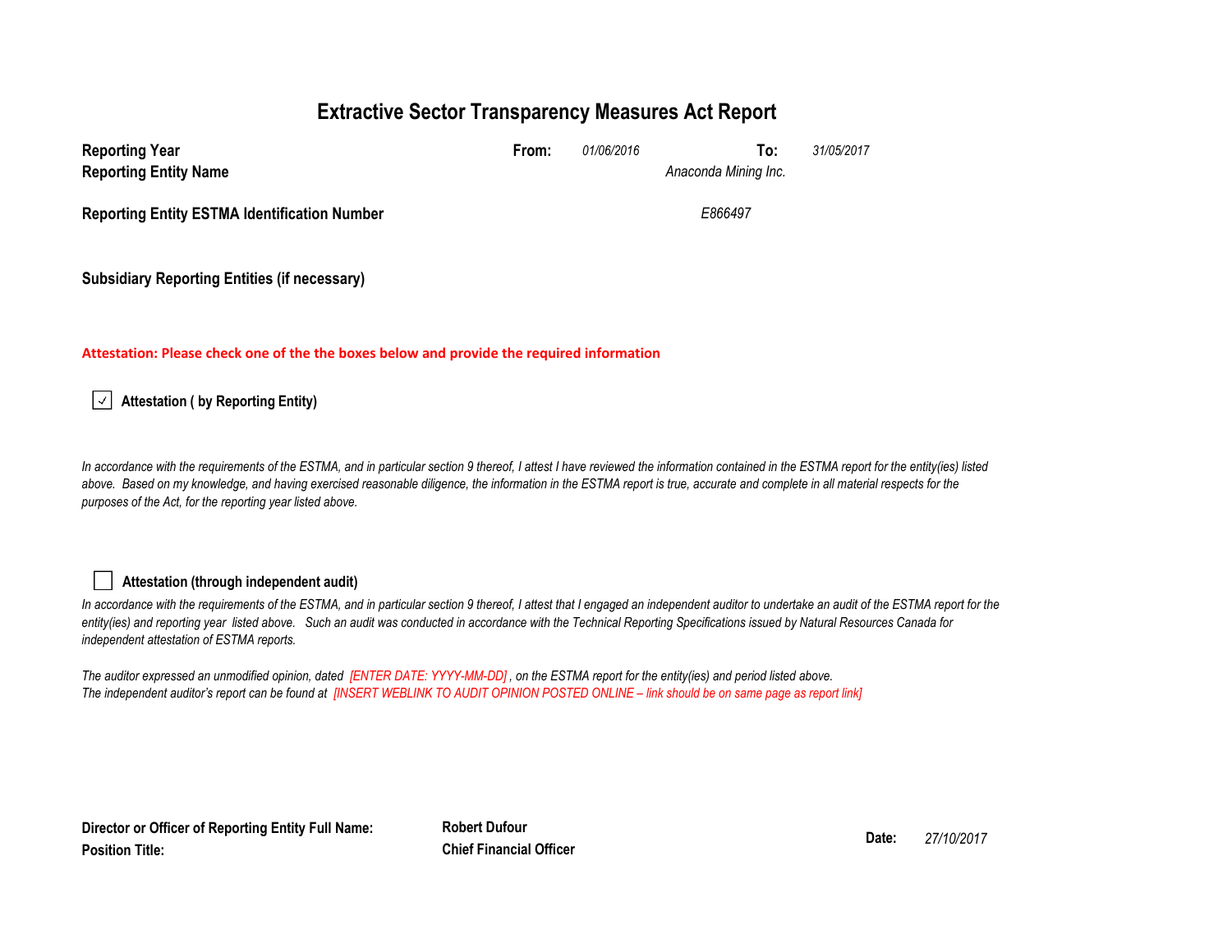# Extractive Sector Transparency Measures Act Report

| | | | | |
|---|---|---|---|---|
| **Reporting Year** | **From:** | *01/06/2016* | **To:** | *31/05/2017* |
| **Reporting Entity Name** | | *Anaconda Mining Inc.* | | |
| **Reporting Entity ESTMA Identification Number** | | *E866497* | | |

**Subsidiary Reporting Entities (if necessary)**

**Attestation: Please check one of the the boxes below and provide the required information**

☑ **Attestation ( by Reporting Entity)**

*In accordance with the requirements of the ESTMA, and in particular section 9 thereof, I attest I have reviewed the information contained in the ESTMA report for the entity(ies) listed above. Based on my knowledge, and having exercised reasonable diligence, the information in the ESTMA report is true, accurate and complete in all material respects for the purposes of the Act, for the reporting year listed above.*

☐ **Attestation (through independent audit)**

*In accordance with the requirements of the ESTMA, and in particular section 9 thereof, I attest that I engaged an independent auditor to undertake an audit of the ESTMA report for the entity(ies) and reporting year listed above. Such an audit was conducted in accordance with the Technical Reporting Specifications issued by Natural Resources Canada for independent attestation of ESTMA reports.*

*The auditor expressed an unmodified opinion, dated [ENTER DATE: YYYY-MM-DD] , on the ESTMA report for the entity(ies) and period listed above.*
*The independent auditor's report can be found at [INSERT WEBLINK TO AUDIT OPINION POSTED ONLINE – link should be on same page as report link]*

| | | | |
|---|---|---|---|
| **Director or Officer of Reporting Entity Full Name:** | **Robert Dufour** | **Date:** | *27/10/2017* |
| **Position Title:** | **Chief Financial Officer** | | |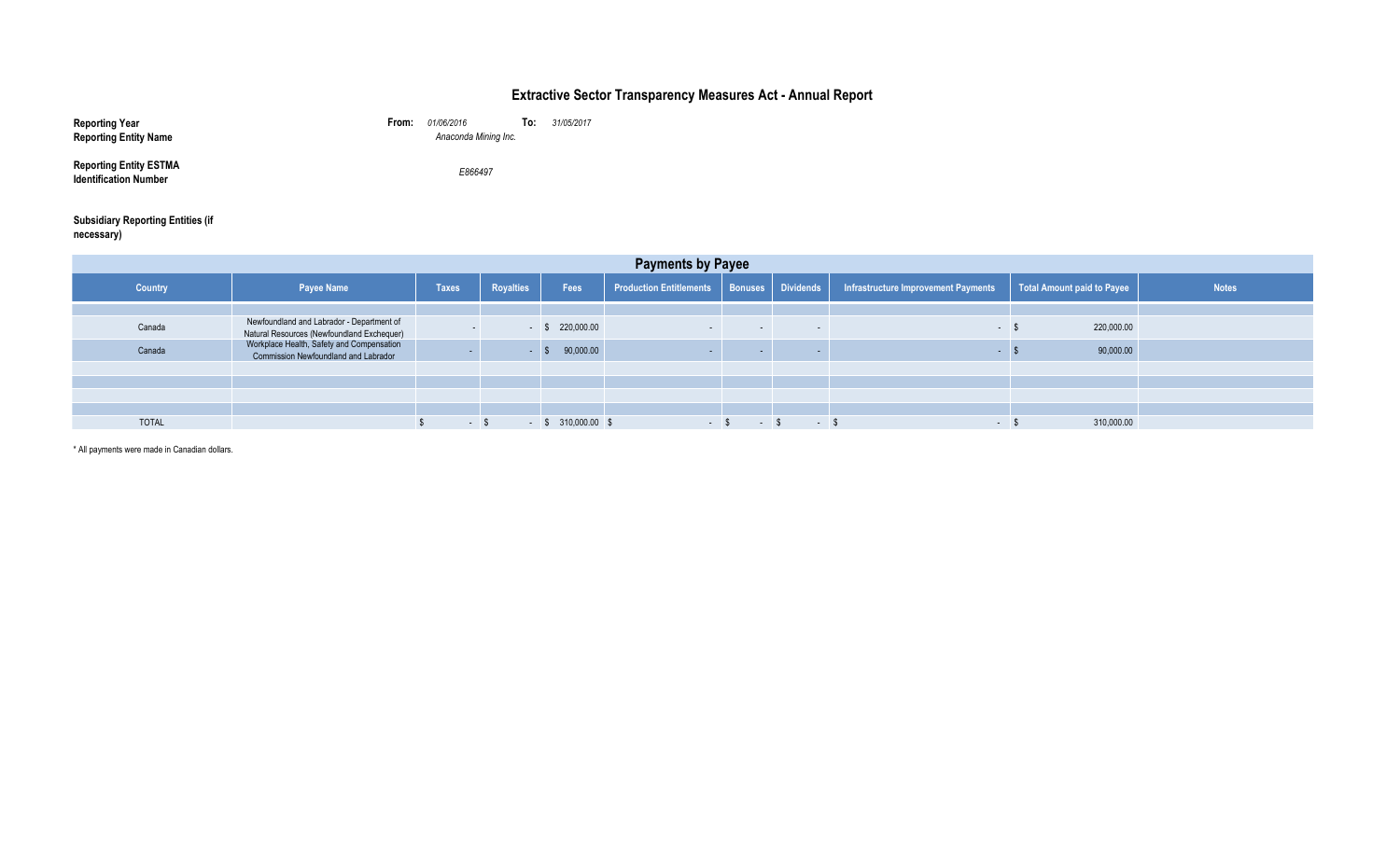# Extractive Sector Transparency Measures Act - Annual Report

**Reporting Year** **From:** *01/06/2016* **To:** *31/05/2017*

**Reporting Entity Name** *Anaconda Mining Inc.*

**Reporting Entity ESTMA Identification Number** *E866497*

**Subsidiary Reporting Entities (if necessary)**

## Payments by Payee

| Country | Payee Name | Taxes | Royalties | Fees | Production Entitlements | Bonuses | Dividends | Infrastructure Improvement Payments | Total Amount paid to Payee | Notes |
|---|---|---|---|---|---|---|---|---|---|---|
| | | | | | | | | | | |
| Canada | Newfoundland and Labrador - Department of Natural Resources (Newfoundland Exchequer) | - | - | $ 220,000.00 | - | - | - | - | $ 220,000.00 | |
| Canada | Workplace Health, Safety and Compensation Commission Newfoundland and Labrador | - | - | $ 90,000.00 | - | - | - | - | $ 90,000.00 | |
| | | | | | | | | | | |
| | | | | | | | | | | |
| | | | | | | | | | | |
| | | | | | | | | | | |
| TOTAL | | $ - | $ - | $ 310,000.00 | $ - | $ - | $ - | $ - | $ 310,000.00 | |

\* All payments were made in Canadian dollars.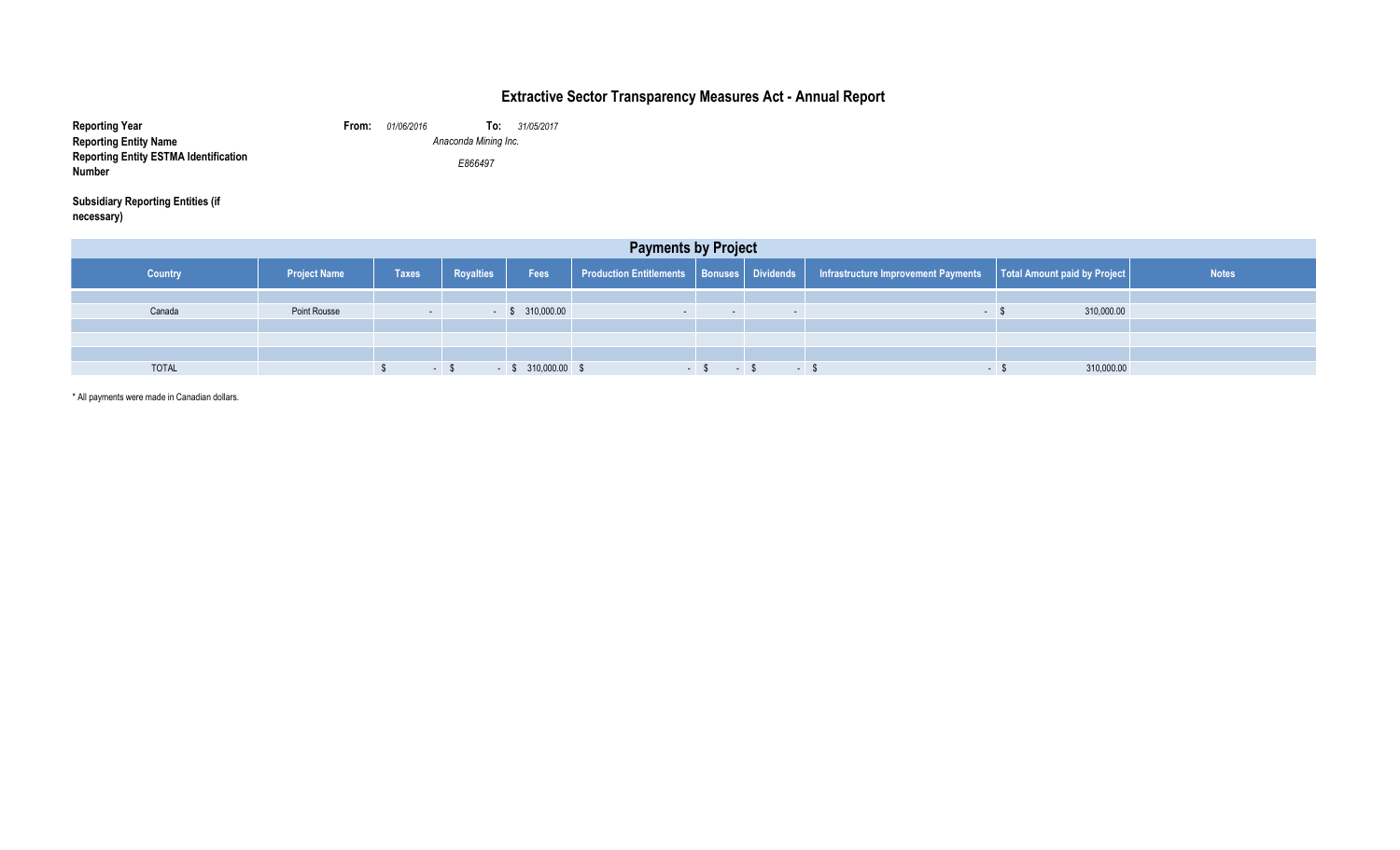# Extractive Sector Transparency Measures Act - Annual Report

**Reporting Year** **From:** *01/06/2016* **To:** *31/05/2017*

**Reporting Entity Name** *Anaconda Mining Inc.*

**Reporting Entity ESTMA Identification Number** *E866497*

**Subsidiary Reporting Entities (if necessary)**

## Payments by Project

| Country | Project Name | Taxes | Royalties | Fees | Production Entitlements | Bonuses | Dividends | Infrastructure Improvement Payments | Total Amount paid by Project | Notes |
|---|---|---|---|---|---|---|---|---|---|---|
| | | | | | | | | | | |
| Canada | Point Rousse | - | - | $ 310,000.00 | - | - | - | - | $ 310,000.00 | |
| | | | | | | | | | | |
| | | | | | | | | | | |
| | | | | | | | | | | |
| TOTAL | | $ - | $ - | $ 310,000.00 | $ - | $ - | $ - | $ - | $ 310,000.00 | |

* All payments were made in Canadian dollars.